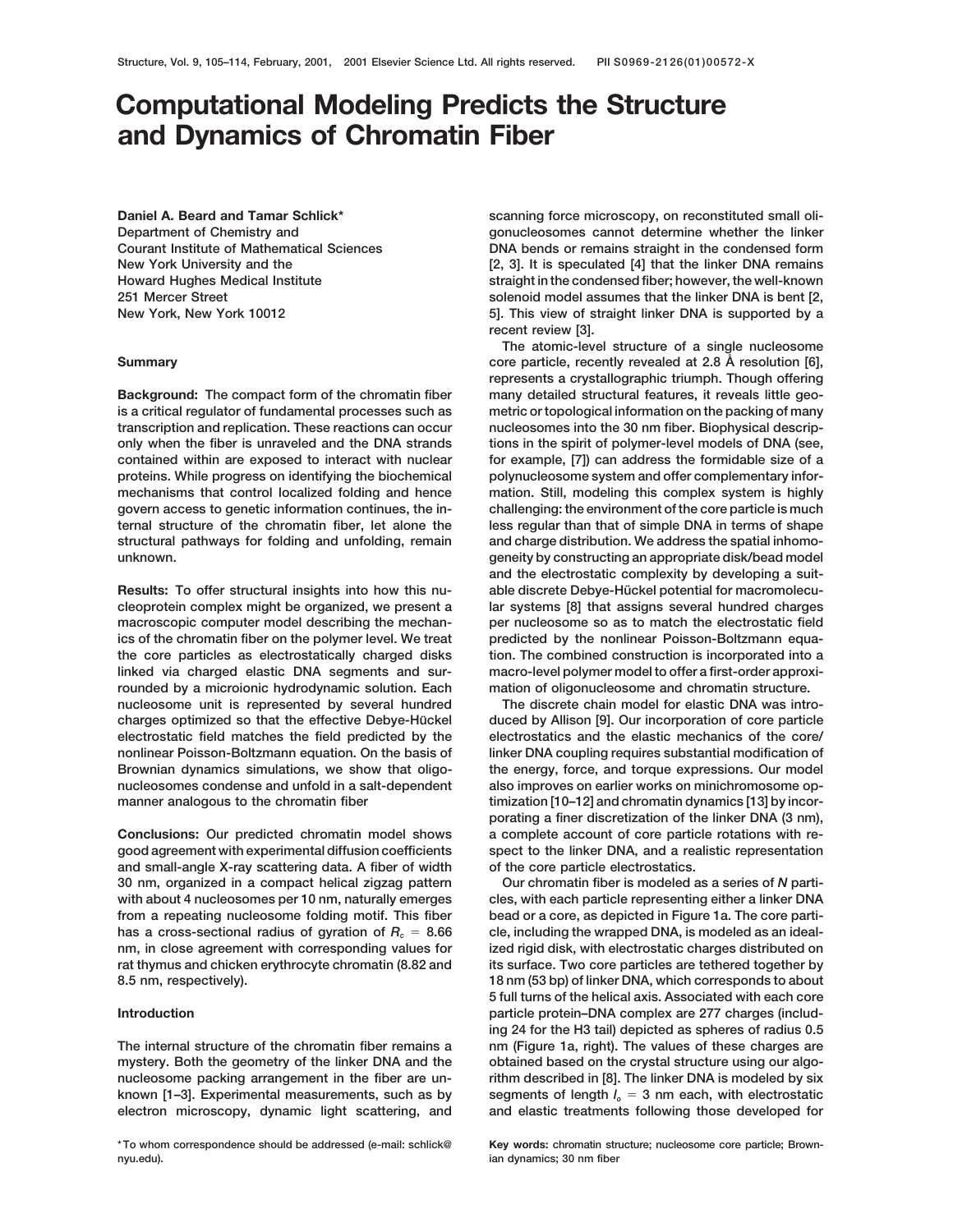# Computational Modeling Predicts the Structure and Dynamics of Chromatin Fiber

**Daniel A. Beard and Tamar Schlick***
Department of Chemistry and
Courant Institute of Mathematical Sciences
New York University and the
Howard Hughes Medical Institute
251 Mercer Street
New York, New York 10012

## Summary

**Background:** The compact form of the chromatin fiber is a critical regulator of fundamental processes such as transcription and replication. These reactions can occur only when the fiber is unraveled and the DNA strands contained within are exposed to interact with nuclear proteins. While progress on identifying the biochemical mechanisms that control localized folding and hence govern access to genetic information continues, the internal structure of the chromatin fiber, let alone the structural pathways for folding and unfolding, remain unknown.

**Results:** To offer structural insights into how this nucleoprotein complex might be organized, we present a macroscopic computer model describing the mechanics of the chromatin fiber on the polymer level. We treat the core particles as electrostatically charged disks linked via charged elastic DNA segments and surrounded by a microionic hydrodynamic solution. Each nucleosome unit is represented by several hundred charges optimized so that the effective Debye-Hückel electrostatic field matches the field predicted by the nonlinear Poisson-Boltzmann equation. On the basis of Brownian dynamics simulations, we show that oligonucleosomes condense and unfold in a salt-dependent manner analogous to the chromatin fiber

**Conclusions:** Our predicted chromatin model shows good agreement with experimental diffusion coefficients and small-angle X-ray scattering data. A fiber of width 30 nm, organized in a compact helical zigzag pattern with about 4 nucleosomes per 10 nm, naturally emerges from a repeating nucleosome folding motif. This fiber has a cross-sectional radius of gyration of $R_c = 8.66$ nm, in close agreement with corresponding values for rat thymus and chicken erythrocyte chromatin (8.82 and 8.5 nm, respectively).

## Introduction

The internal structure of the chromatin fiber remains a mystery. Both the geometry of the linker DNA and the nucleosome packing arrangement in the fiber are unknown [1–3]. Experimental measurements, such as by electron microscopy, dynamic light scattering, and scanning force microscopy, on reconstituted small oligonucleosomes cannot determine whether the linker DNA bends or remains straight in the condensed form [2, 3]. It is speculated [4] that the linker DNA remains straight in the condensed fiber; however, the well-known solenoid model assumes that the linker DNA is bent [2, 5]. This view of straight linker DNA is supported by a recent review [3].

The atomic-level structure of a single nucleosome core particle, recently revealed at 2.8 Å resolution [6], represents a crystallographic triumph. Though offering many detailed structural features, it reveals little geometric or topological information on the packing of many nucleosomes into the 30 nm fiber. Biophysical descriptions in the spirit of polymer-level models of DNA (see, for example, [7]) can address the formidable size of a polynucleosome system and offer complementary information. Still, modeling this complex system is highly challenging: the environment of the core particle is much less regular than that of simple DNA in terms of shape and charge distribution. We address the spatial inhomogeneity by constructing an appropriate disk/bead model and the electrostatic complexity by developing a suitable discrete Debye-Hückel potential for macromolecular systems [8] that assigns several hundred charges per nucleosome so as to match the electrostatic field predicted by the nonlinear Poisson-Boltzmann equation. The combined construction is incorporated into a macro-level polymer model to offer a first-order approximation of oligonucleosome and chromatin structure.

The discrete chain model for elastic DNA was introduced by Allison [9]. Our incorporation of core particle electrostatics and the elastic mechanics of the core/linker DNA coupling requires substantial modification of the energy, force, and torque expressions. Our model also improves on earlier works on minichromosome optimization [10–12] and chromatin dynamics [13] by incorporating a finer discretization of the linker DNA (3 nm), a complete account of core particle rotations with respect to the linker DNA, and a realistic representation of the core particle electrostatics.

Our chromatin fiber is modeled as a series of $N$ particles, with each particle representing either a linker DNA bead or a core, as depicted in Figure 1a. The core particle, including the wrapped DNA, is modeled as an idealized rigid disk, with electrostatic charges distributed on its surface. Two core particles are tethered together by 18 nm (53 bp) of linker DNA, which corresponds to about 5 full turns of the helical axis. Associated with each core particle protein–DNA complex are 277 charges (including 24 for the H3 tail) depicted as spheres of radius 0.5 nm (Figure 1a, right). The values of these charges are obtained based on the crystal structure using our algorithm described in [8]. The linker DNA is modeled by six segments of length $l_o = 3$ nm each, with electrostatic and elastic treatments following those developed for

*To whom correspondence should be addressed (e-mail: schlick@nyu.edu).

**Key words:** chromatin structure; nucleosome core particle; Brownian dynamics; 30 nm fiber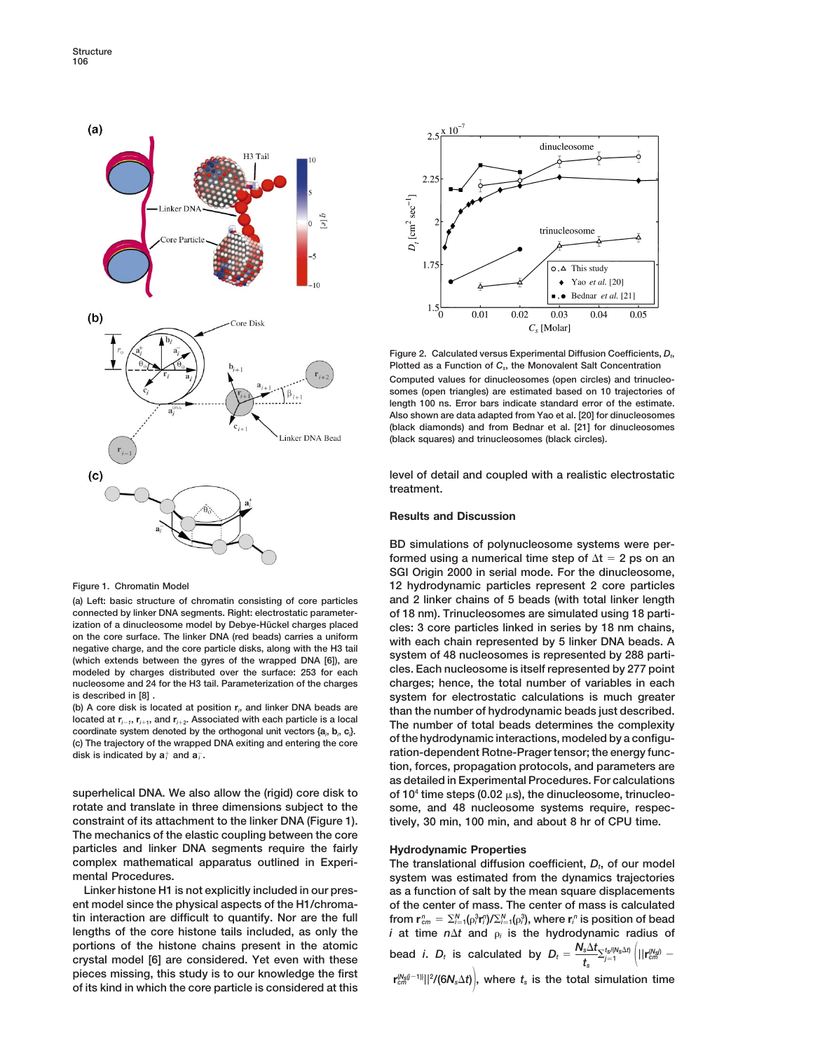Figure 1. Chromatin Model

(a) Left: basic structure of chromatin consisting of core particles connected by linker DNA segments. Right: electrostatic parameterization of a dinucleosome model by Debye-Hückel charges placed on the core surface. The linker DNA (red beads) carries a uniform negative charge, and the core particle disks, along with the H3 tail (which extends between the gyres of the wrapped DNA [6]), are modeled by charges distributed over the surface: 253 for each nucleosome and 24 for the H3 tail. Parameterization of the charges is described in [8].

(b) A core disk is located at position $\mathbf{r}_i$, and linker DNA beads are located at $\mathbf{r}_{i-1}$, $\mathbf{r}_{i+1}$, and $\mathbf{r}_{i+2}$. Associated with each particle is a local coordinate system denoted by the orthogonal unit vectors $\{\mathbf{a}_i, \mathbf{b}_i, \mathbf{c}_i\}$.

(c) The trajectory of the wrapped DNA exiting and entering the core disk is indicated by $\mathbf{a}_i^+$ and $\mathbf{a}_i^-$.

superhelical DNA. We also allow the (rigid) core disk to rotate and translate in three dimensions subject to the constraint of its attachment to the linker DNA (Figure 1). The mechanics of the elastic coupling between the core particles and linker DNA segments require the fairly complex mathematical apparatus outlined in Experimental Procedures.

Linker histone H1 is not explicitly included in our present model since the physical aspects of the H1/chromatin interaction are difficult to quantify. Nor are the full lengths of the core histone tails included, as only the portions of the histone chains present in the atomic crystal model [6] are considered. Yet even with these pieces missing, this study is to our knowledge the first of its kind in which the core particle is considered at this level of detail and coupled with a realistic electrostatic treatment.

Figure 2. Calculated versus Experimental Diffusion Coefficients, $D_t$, Plotted as a Function of $C_s$, the Monovalent Salt Concentration

Computed values for dinucleosomes (open circles) and trinucleosomes (open triangles) are estimated based on 10 trajectories of length 100 ns. Error bars indicate standard error of the estimate. Also shown are data adapted from Yao et al. [20] for dinucleosomes (black diamonds) and from Bednar et al. [21] for dinucleosomes (black squares) and trinucleosomes (black circles).

## Results and Discussion

BD simulations of polynucleosome systems were performed using a numerical time step of $\Delta t = 2$ ps on an SGI Origin 2000 in serial mode. For the dinucleosome, 12 hydrodynamic particles represent 2 core particles and 2 linker chains of 5 beads (with total linker length of 18 nm). Trinucleosomes are simulated using 18 particles: 3 core particles linked in series by 18 nm chains, with each chain represented by 5 linker DNA beads. A system of 48 nucleosomes is represented by 288 particles. Each nucleosome is itself represented by 277 point charges; hence, the total number of variables in each system for electrostatic calculations is much greater than the number of hydrodynamic beads just described. The number of total beads determines the complexity of the hydrodynamic interactions, modeled by a configuration-dependent Rotne-Prager tensor; the energy function, forces, propagation protocols, and parameters are as detailed in Experimental Procedures. For calculations of $10^4$ time steps (0.02 $\mu$s), the dinucleosome, trinucleosome, and 48 nucleosome systems require, respectively, 30 min, 100 min, and about 8 hr of CPU time.

### Hydrodynamic Properties

The translational diffusion coefficient, $D_t$, of our model system was estimated from the dynamics trajectories as a function of salt by the mean square displacements of the center of mass. The center of mass is calculated from $\mathbf{r}_{cm}^n = \sum_{i=1}^{N}(\rho_i^3 \mathbf{r}_i^n)/\sum_{i=1}^{N}(\rho_i^3)$, where $\mathbf{r}_i^n$ is position of bead $i$ at time $n\Delta t$ and $\rho_i$ is the hydrodynamic radius of bead $i$. $D_t$ is calculated by $D_t = \frac{N_s \Delta t}{t_s} \sum_{j=1}^{t_s/(N_s \Delta t)} \left( ||\mathbf{r}_{cm}^{(N_s j)} - \mathbf{r}_{cm}^{(N_s (j-1))}||^2/(6N_s\Delta t) \right)$, where $t_s$ is the total simulation time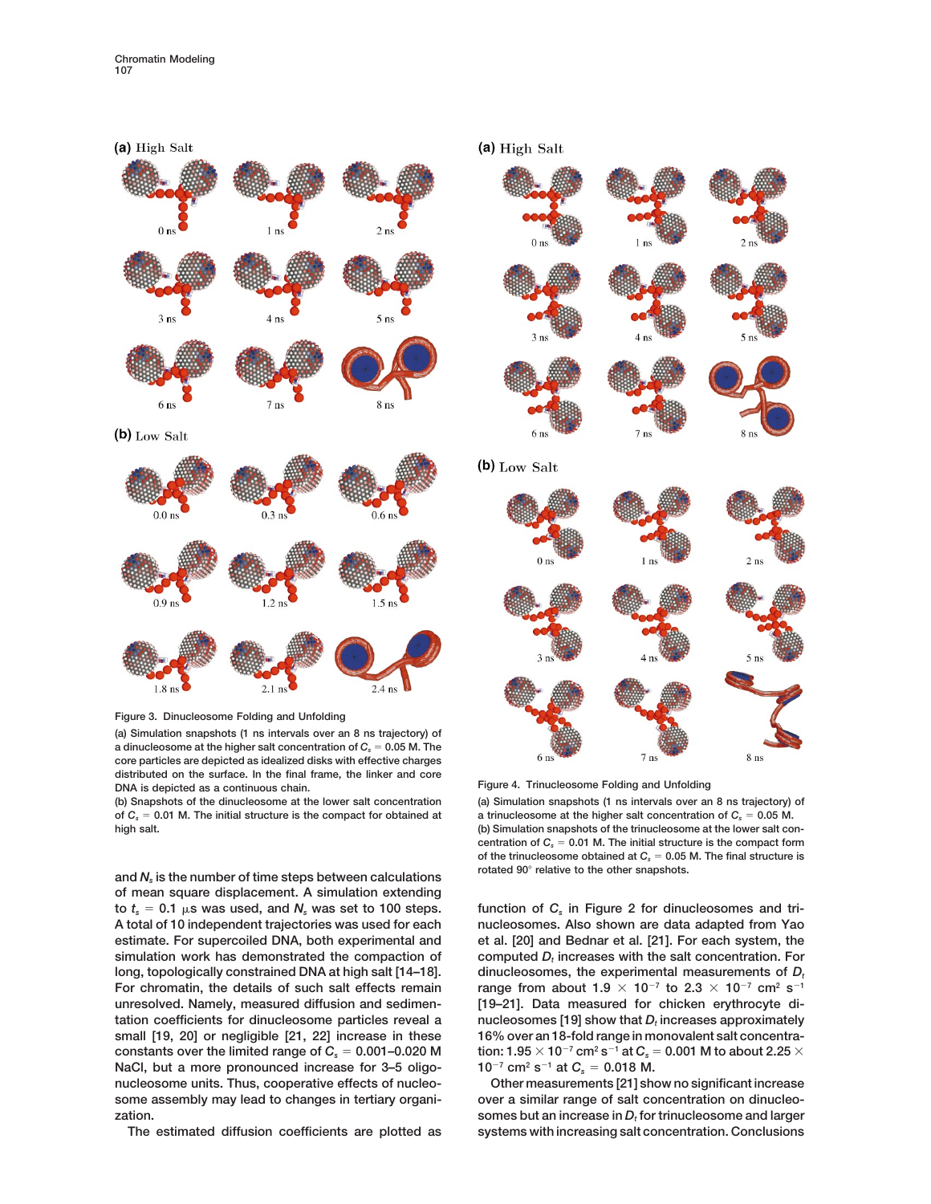Figure 3. Dinucleosome Folding and Unfolding

(a) Simulation snapshots (1 ns intervals over an 8 ns trajectory) of a dinucleosome at the higher salt concentration of $C_s = 0.05$ M. The core particles are depicted as idealized disks with effective charges distributed on the surface. In the final frame, the linker and core DNA is depicted as a continuous chain.

(b) Snapshots of the dinucleosome at the lower salt concentration of $C_s = 0.01$ M. The initial structure is the compact for obtained at high salt.

Figure 4. Trinucleosome Folding and Unfolding

(a) Simulation snapshots (1 ns intervals over an 8 ns trajectory) of a trinucleosome at the higher salt concentration of $C_s = 0.05$ M.

(b) Simulation snapshots of the trinucleosome at the lower salt concentration of $C_s = 0.01$ M. The initial structure is the compact form of the trinucleosome obtained at $C_s = 0.05$ M. The final structure is rotated 90° relative to the other snapshots.

and $N_s$ is the number of time steps between calculations of mean square displacement. A simulation extending to $t_s = 0.1$ μs was used, and $N_s$ was set to 100 steps. A total of 10 independent trajectories was used for each estimate. For supercoiled DNA, both experimental and simulation work has demonstrated the compaction of long, topologically constrained DNA at high salt [14–18]. For chromatin, the details of such salt effects remain unresolved. Namely, measured diffusion and sedimentation coefficients for dinucleosome particles reveal a small [19, 20] or negligible [21, 22] increase in these constants over the limited range of $C_s = 0.001$–$0.020$ M NaCl, but a more pronounced increase for 3–5 oligonucleosome units. Thus, cooperative effects of nucleosome assembly may lead to changes in tertiary organization.

The estimated diffusion coefficients are plotted as function of $C_s$ in Figure 2 for dinucleosomes and trinucleosomes. Also shown are data adapted from Yao et al. [20] and Bednar et al. [21]. For each system, the computed $D_t$ increases with the salt concentration. For dinucleosomes, the experimental measurements of $D_t$ range from about $1.9 \times 10^{-7}$ to $2.3 \times 10^{-7}$ cm$^2$ s$^{-1}$ [19–21]. Data measured for chicken erythrocyte dinucleosomes [19] show that $D_t$ increases approximately 16% over an 18-fold range in monovalent salt concentration: $1.95 \times 10^{-7}$ cm$^2$ s$^{-1}$ at $C_s = 0.001$ M to about $2.25 \times 10^{-7}$ cm$^2$ s$^{-1}$ at $C_s = 0.018$ M.

Other measurements [21] show no significant increase over a similar range of salt concentration on dinucleosomes but an increase in $D_t$ for trinucleosome and larger systems with increasing salt concentration. Conclusions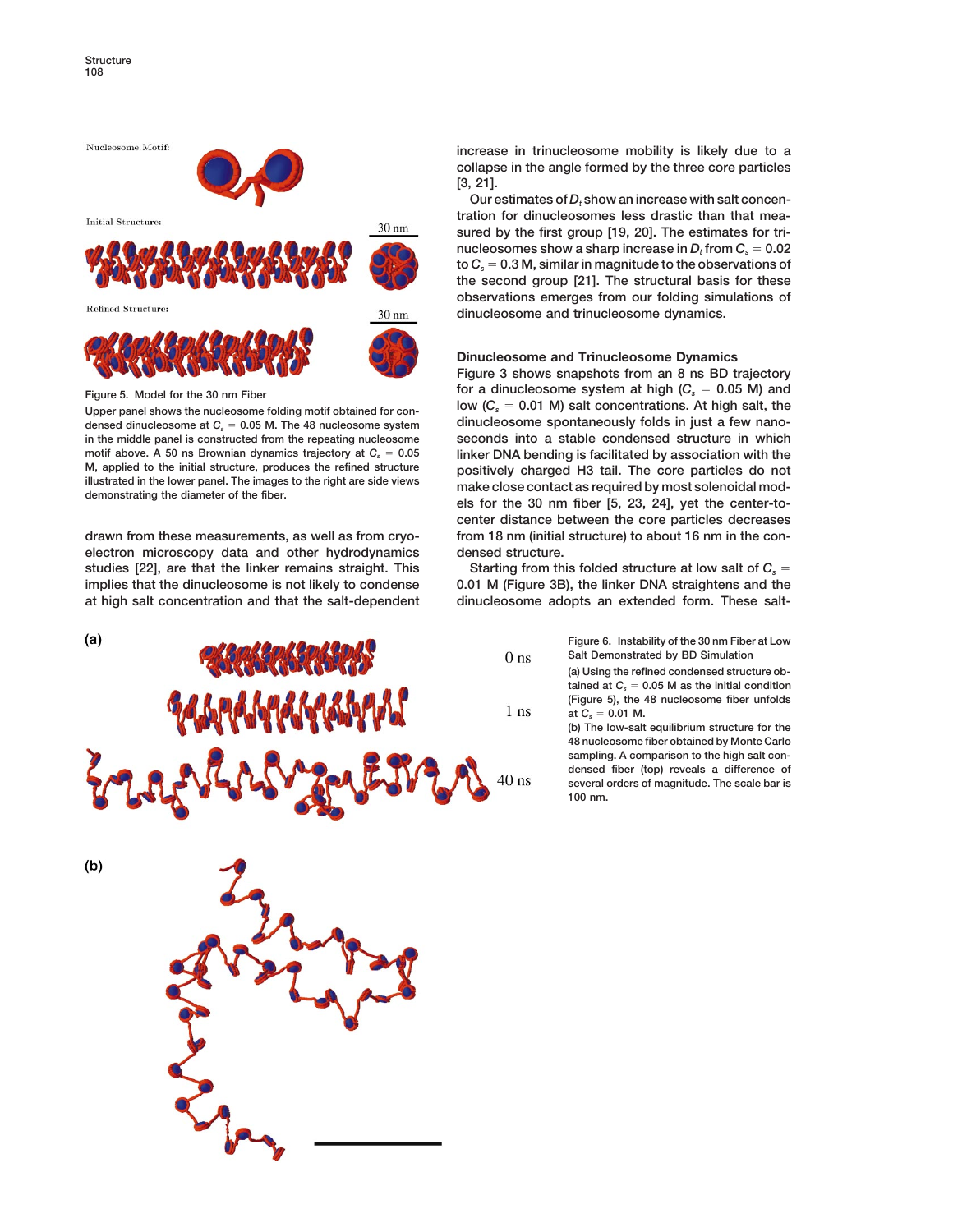Nucleosome Motif:

Initial Structure:

30 nm

Refined Structure:

30 nm

Figure 5. Model for the 30 nm Fiber

Upper panel shows the nucleosome folding motif obtained for condensed dinucleosome at $C_s = 0.05$ M. The 48 nucleosome system in the middle panel is constructed from the repeating nucleosome motif above. A 50 ns Brownian dynamics trajectory at $C_s = 0.05$ M, applied to the initial structure, produces the refined structure illustrated in the lower panel. The images to the right are side views demonstrating the diameter of the fiber.

drawn from these measurements, as well as from cryo-electron microscopy data and other hydrodynamics studies [22], are that the linker remains straight. This implies that the dinucleosome is not likely to condense at high salt concentration and that the salt-dependent increase in trinucleosome mobility is likely due to a collapse in the angle formed by the three core particles [3, 21].

Our estimates of $D_t$ show an increase with salt concentration for dinucleosomes less drastic than that measured by the first group [19, 20]. The estimates for trinucleosomes show a sharp increase in $D_t$ from $C_s = 0.02$ to $C_s = 0.3$ M, similar in magnitude to the observations of the second group [21]. The structural basis for these observations emerges from our folding simulations of dinucleosome and trinucleosome dynamics.

### Dinucleosome and Trinucleosome Dynamics

Figure 3 shows snapshots from an 8 ns BD trajectory for a dinucleosome system at high ($C_s = 0.05$ M) and low ($C_s = 0.01$ M) salt concentrations. At high salt, the dinucleosome spontaneously folds in just a few nanoseconds into a stable condensed structure in which linker DNA bending is facilitated by association with the positively charged H3 tail. The core particles do not make close contact as required by most solenoidal models for the 30 nm fiber [5, 23, 24], yet the center-to-center distance between the core particles decreases from 18 nm (initial structure) to about 16 nm in the condensed structure.

Starting from this folded structure at low salt of $C_s = 0.01$ M (Figure 3B), the linker DNA straightens and the dinucleosome adopts an extended form. These salt-

(a)

0 ns

1 ns

40 ns

(b)

Figure 6. Instability of the 30 nm Fiber at Low Salt Demonstrated by BD Simulation

(a) Using the refined condensed structure obtained at $C_s = 0.05$ M as the initial condition (Figure 5), the 48 nucleosome fiber unfolds at $C_s = 0.01$ M.

(b) The low-salt equilibrium structure for the 48 nucleosome fiber obtained by Monte Carlo sampling. A comparison to the high salt condensed fiber (top) reveals a difference of several orders of magnitude. The scale bar is 100 nm.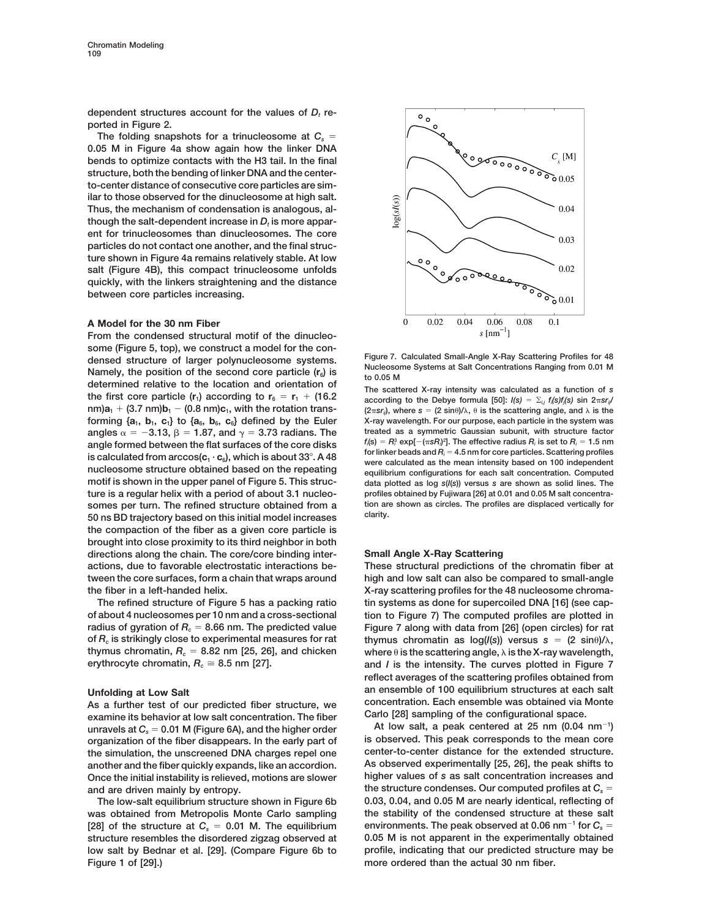dependent structures account for the values of $D_t$ reported in Figure 2.

The folding snapshots for a trinucleosome at $C_s$ = 0.05 M in Figure 4a show again how the linker DNA bends to optimize contacts with the H3 tail. In the final structure, both the bending of linker DNA and the center-to-center distance of consecutive core particles are similar to those observed for the dinucleosome at high salt. Thus, the mechanism of condensation is analogous, although the salt-dependent increase in $D_t$ is more apparent for trinucleosomes than dinucleosomes. The core particles do not contact one another, and the final structure shown in Figure 4a remains relatively stable. At low salt (Figure 4B), this compact trinucleosome unfolds quickly, with the linkers straightening and the distance between core particles increasing.

## A Model for the 30 nm Fiber

From the condensed structural motif of the dinucleosome (Figure 5, top), we construct a model for the condensed structure of larger polynucleosome systems. Namely, the position of the second core particle ($\mathbf{r}_6$) is determined relative to the location and orientation of the first core particle ($\mathbf{r}_1$) according to $\mathbf{r}_6 = \mathbf{r}_1 + (16.2\ \text{nm})\mathbf{a}_1 + (3.7\ \text{nm})\mathbf{b}_1 - (0.8\ \text{nm})\mathbf{c}_1$, with the rotation transforming $\{\mathbf{a}_1, \mathbf{b}_1, \mathbf{c}_1\}$ to $\{\mathbf{a}_6, \mathbf{b}_6, \mathbf{c}_6\}$ defined by the Euler angles $\alpha = -3.13$, $\beta = 1.87$, and $\gamma = 3.73$ radians. The angle formed between the flat surfaces of the core disks is calculated from $\arccos(\mathbf{c}_1 \cdot \mathbf{c}_6)$, which is about 33°. A 48 nucleosome structure obtained based on the repeating motif is shown in the upper panel of Figure 5. This structure is a regular helix with a period of about 3.1 nucleosomes per turn. The refined structure obtained from a 50 ns BD trajectory based on this initial model increases the compaction of the fiber as a given core particle is brought into close proximity to its third neighbor in both directions along the chain. The core/core binding interactions, due to favorable electrostatic interactions between the core surfaces, form a chain that wraps around the fiber in a left-handed helix.

The refined structure of Figure 5 has a packing ratio of about 4 nucleosomes per 10 nm and a cross-sectional radius of gyration of $R_c$ = 8.66 nm. The predicted value of $R_c$ is strikingly close to experimental measures for rat thymus chromatin, $R_c$ = 8.82 nm [25, 26], and chicken erythrocyte chromatin, $R_c \cong 8.5$ nm [27].

## Unfolding at Low Salt

As a further test of our predicted fiber structure, we examine its behavior at low salt concentration. The fiber unravels at $C_s$ = 0.01 M (Figure 6A), and the higher order organization of the fiber disappears. In the early part of the simulation, the unscreened DNA charges repel one another and the fiber quickly expands, like an accordion. Once the initial instability is relieved, motions are slower and are driven mainly by entropy.

The low-salt equilibrium structure shown in Figure 6b was obtained from Metropolis Monte Carlo sampling [28] of the structure at $C_s$ = 0.01 M. The equilibrium structure resembles the disordered zigzag observed at low salt by Bednar et al. [29]. (Compare Figure 6b to Figure 1 of [29].)

Figure 7. Calculated Small-Angle X-Ray Scattering Profiles for 48 Nucleosome Systems at Salt Concentrations Ranging from 0.01 M to 0.05 M

The scattered X-ray intensity was calculated as a function of $s$ according to the Debye formula [50]: $I(s) = \sum_{i,j} f_i(s)f_j(s) \sin 2\pi s r_{ij} / (2\pi s r_{ij})$, where $s = (2 \sin\theta)/\lambda$, $\theta$ is the scattering angle, and $\lambda$ is the X-ray wavelength. For our purpose, each particle in the system was treated as a symmetric Gaussian subunit, with structure factor $f_i(s) = R_i^3 \exp[-(\pi s R_i)^2]$. The effective radius $R_i$ is set to $R_i$ = 1.5 nm for linker beads and $R_i$ = 4.5 nm for core particles. Scattering profiles were calculated as the mean intensity based on 100 independent equilibrium configurations for each salt concentration. Computed data plotted as $\log s(I(s))$ versus $s$ are shown as solid lines. The profiles obtained by Fujiwara [26] at 0.01 and 0.05 M salt concentration are shown as circles. The profiles are displaced vertically for clarity.

## Small Angle X-Ray Scattering

These structural predictions of the chromatin fiber at high and low salt can also be compared to small-angle X-ray scattering profiles for the 48 nucleosome chromatin systems as done for supercoiled DNA [16] (see caption to Figure 7) The computed profiles are plotted in Figure 7 along with data from [26] (open circles) for rat thymus chromatin as $\log(I(s))$ versus $s = (2 \sin\theta)/\lambda$, where $\theta$ is the scattering angle, $\lambda$ is the X-ray wavelength, and $I$ is the intensity. The curves plotted in Figure 7 reflect averages of the scattering profiles obtained from an ensemble of 100 equilibrium structures at each salt concentration. Each ensemble was obtained via Monte Carlo [28] sampling of the configurational space.

At low salt, a peak centered at 25 nm (0.04 nm$^{-1}$) is observed. This peak corresponds to the mean core center-to-center distance for the extended structure. As observed experimentally [25, 26], the peak shifts to higher values of $s$ as salt concentration increases and the structure condenses. Our computed profiles at $C_s$ = 0.03, 0.04, and 0.05 M are nearly identical, reflecting of the stability of the condensed structure at these salt environments. The peak observed at 0.06 nm$^{-1}$ for $C_s$ = 0.05 M is not apparent in the experimentally obtained profile, indicating that our predicted structure may be more ordered than the actual 30 nm fiber.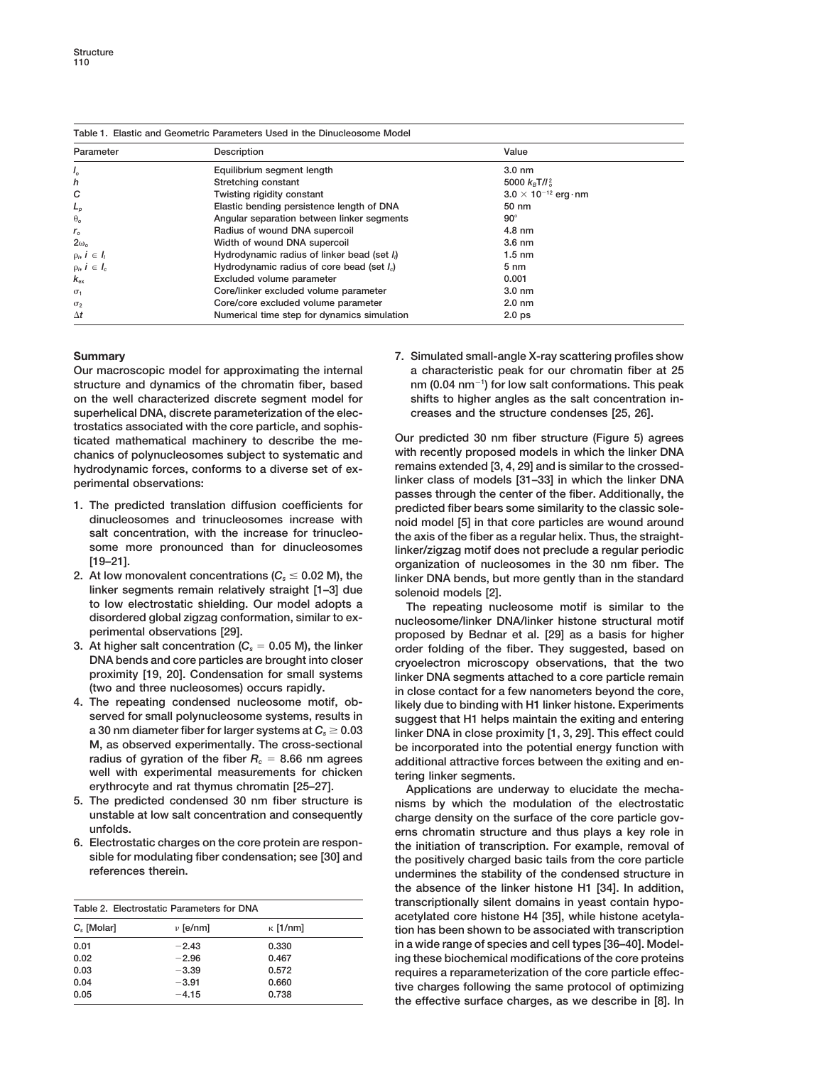Table 1. Elastic and Geometric Parameters Used in the Dinucleosome Model

| Parameter | Description | Value |
|---|---|---|
| $l_o$ | Equilibrium segment length | 3.0 nm |
| $h$ | Stretching constant | $5000\ k_BT/l_o^2$ |
| $C$ | Twisting rigidity constant | $3.0 \times 10^{-12}$ erg·nm |
| $L_p$ | Elastic bending persistence length of DNA | 50 nm |
| $\theta_o$ | Angular separation between linker segments | 90° |
| $r_o$ | Radius of wound DNA supercoil | 4.8 nm |
| $2\omega_o$ | Width of wound DNA supercoil | 3.6 nm |
| $\rho_i, i \in I_l$ | Hydrodynamic radius of linker bead (set $I_l$) | 1.5 nm |
| $\rho_i, i \in I_c$ | Hydrodynamic radius of core bead (set $I_c$) | 5 nm |
| $k_{ex}$ | Excluded volume parameter | 0.001 |
| $\sigma_1$ | Core/linker excluded volume parameter | 3.0 nm |
| $\sigma_2$ | Core/core excluded volume parameter | 2.0 nm |
| $\Delta t$ | Numerical time step for dynamics simulation | 2.0 ps |

## Summary

Our macroscopic model for approximating the internal structure and dynamics of the chromatin fiber, based on the well characterized discrete segment model for superhelical DNA, discrete parameterization of the electrostatics associated with the core particle, and sophisticated mathematical machinery to describe the mechanics of polynucleosomes subject to systematic and hydrodynamic forces, conforms to a diverse set of experimental observations:

1. The predicted translation diffusion coefficients for dinucleosomes and trinucleosomes increase with salt concentration, with the increase for trinucleosome more pronounced than for dinucleosomes [19–21].
2. At low monovalent concentrations ($C_s \leq 0.02$ M), the linker segments remain relatively straight [1–3] due to low electrostatic shielding. Our model adopts a disordered global zigzag conformation, similar to experimental observations [29].
3. At higher salt concentration ($C_s = 0.05$ M), the linker DNA bends and core particles are brought into closer proximity [19, 20]. Condensation for small systems (two and three nucleosomes) occurs rapidly.
4. The repeating condensed nucleosome motif, observed for small polynucleosome systems, results in a 30 nm diameter fiber for larger systems at $C_s \geq 0.03$ M, as observed experimentally. The cross-sectional radius of gyration of the fiber $R_c = 8.66$ nm agrees well with experimental measurements for chicken erythrocyte and rat thymus chromatin [25–27].
5. The predicted condensed 30 nm fiber structure is unstable at low salt concentration and consequently unfolds.
6. Electrostatic charges on the core protein are responsible for modulating fiber condensation; see [30] and references therein.
7. Simulated small-angle X-ray scattering profiles show a characteristic peak for our chromatin fiber at 25 nm (0.04 nm$^{-1}$) for low salt conformations. This peak shifts to higher angles as the salt concentration increases and the structure condenses [25, 26].

Table 2. Electrostatic Parameters for DNA

| $C_s$ [Molar] | $\nu$ [e/nm] | $\kappa$ [1/nm] |
|---|---|---|
| 0.01 | −2.43 | 0.330 |
| 0.02 | −2.96 | 0.467 |
| 0.03 | −3.39 | 0.572 |
| 0.04 | −3.91 | 0.660 |
| 0.05 | −4.15 | 0.738 |

Our predicted 30 nm fiber structure (Figure 5) agrees with recently proposed models in which the linker DNA remains extended [3, 4, 29] and is similar to the crossed-linker class of models [31–33] in which the linker DNA passes through the center of the fiber. Additionally, the predicted fiber bears some similarity to the classic solenoid model [5] in that core particles are wound around the axis of the fiber as a regular helix. Thus, the straight-linker/zigzag motif does not preclude a regular periodic organization of nucleosomes in the 30 nm fiber. The linker DNA bends, but more gently than in the standard solenoid models [2].

The repeating nucleosome motif is similar to the nucleosome/linker DNA/linker histone structural motif proposed by Bednar et al. [29] as a basis for higher order folding of the fiber. They suggested, based on cryoelectron microscopy observations, that the two linker DNA segments attached to a core particle remain in close contact for a few nanometers beyond the core, likely due to binding with H1 linker histone. Experiments suggest that H1 helps maintain the exiting and entering linker DNA in close proximity [1, 3, 29]. This effect could be incorporated into the potential energy function with additional attractive forces between the exiting and entering linker segments.

Applications are underway to elucidate the mechanisms by which the modulation of the electrostatic charge density on the surface of the core particle governs chromatin structure and thus plays a key role in the initiation of transcription. For example, removal of the positively charged basic tails from the core particle undermines the stability of the condensed structure in the absence of the linker histone H1 [34]. In addition, transcriptionally silent domains in yeast contain hypo-acetylated core histone H4 [35], while histone acetylation has been shown to be associated with transcription in a wide range of species and cell types [36–40]. Modeling these biochemical modifications of the core proteins requires a reparameterization of the core particle effective charges following the same protocol of optimizing the effective surface charges, as we describe in [8]. In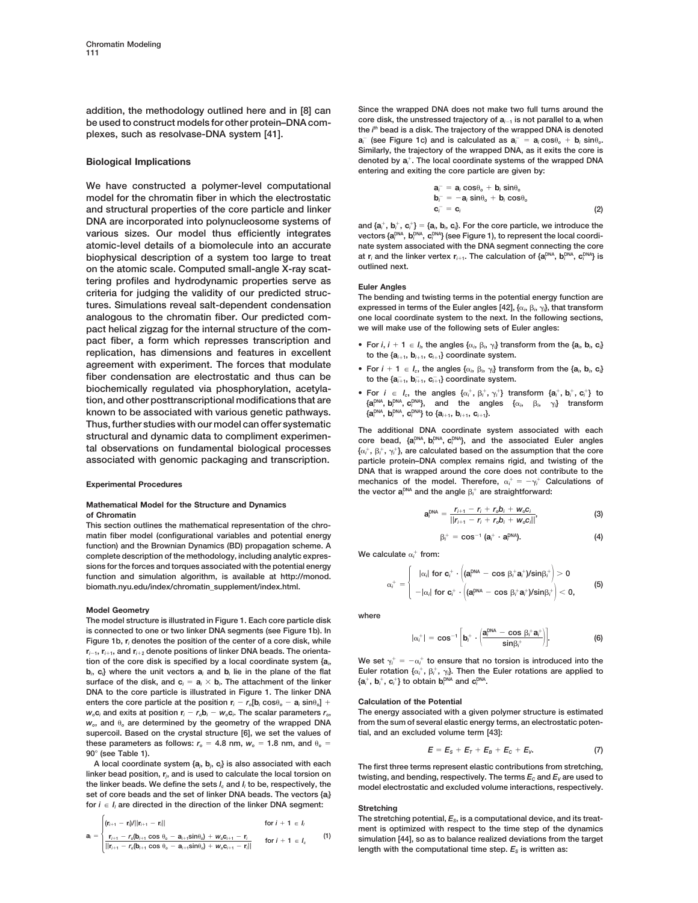addition, the methodology outlined here and in [8] can be used to construct models for other protein–DNA complexes, such as resolvase-DNA system [41].

## Biological Implications

We have constructed a polymer-level computational model for the chromatin fiber in which the electrostatic and structural properties of the core particle and linker DNA are incorporated into polynucleosome systems of various sizes. Our model thus efficiently integrates atomic-level details of a biomolecule into an accurate biophysical description of a system too large to treat on the atomic scale. Computed small-angle X-ray scattering profiles and hydrodynamic properties serve as criteria for judging the validity of our predicted structures. Simulations reveal salt-dependent condensation analogous to the chromatin fiber. Our predicted compact helical zigzag for the internal structure of the compact fiber, a form which represses transcription and replication, has dimensions and features in excellent agreement with experiment. The forces that modulate fiber condensation are electrostatic and thus can be biochemically regulated via phosphorylation, acetylation, and other posttranscriptional modifications that are known to be associated with various genetic pathways. Thus, further studies with our model can offer systematic structural and dynamic data to compliment experimental observations on fundamental biological processes associated with genomic packaging and transcription.

## Experimental Procedures

### Mathematical Model for the Structure and Dynamics of Chromatin

This section outlines the mathematical representation of the chromatin fiber model (configurational variables and potential energy function) and the Brownian Dynamics (BD) propagation scheme. A complete description of the methodology, including analytic expressions for the forces and torques associated with the potential energy function and simulation algorithm, is available at http://monod.biomath.nyu.edu/index/chromatin_supplement/index.html.

### Model Geometry

The model structure is illustrated in Figure 1. Each core particle disk is connected to one or two linker DNA segments (see Figure 1b). In Figure 1b, $\mathbf{r}_i$ denotes the position of the center of a core disk, while $\mathbf{r}_{i-1}$, $\mathbf{r}_{i+1}$, and $\mathbf{r}_{i+2}$ denote positions of linker DNA beads. The orientation of the core disk is specified by a local coordinate system $\{\mathbf{a}_i, \mathbf{b}_i, \mathbf{c}_i\}$ where the unit vectors $\mathbf{a}_i$ and $\mathbf{b}_i$ lie in the plane of the flat surface of the disk, and $\mathbf{c}_i = \mathbf{a}_i \times \mathbf{b}_i$. The attachment of the linker DNA to the core particle is illustrated in Figure 1. The linker DNA enters the core particle at the position $\mathbf{r}_i - r_o[\mathbf{b}_i \cos\theta_o - \mathbf{a}_i \sin\theta_o] + w_o\mathbf{c}_i$ and exits at position $\mathbf{r}_i - r_o\mathbf{b}_i - w_o\mathbf{c}_i$. The scalar parameters $r_o$, $w_o$, and $\theta_o$ are determined by the geometry of the wrapped DNA supercoil. Based on the crystal structure [6], we set the values of these parameters as follows: $r_o = 4.8$ nm, $w_o = 1.8$ nm, and $\theta_o = 90°$ (see Table 1).

A local coordinate system $\{\mathbf{a}_i, \mathbf{b}_i, \mathbf{c}_i\}$ is also associated with each linker bead position, $\mathbf{r}_i$, and is used to calculate the local torsion on the linker beads. We define the sets $I_c$ and $I_l$ to be, respectively, the set of core beads and the set of linker DNA beads. The vectors $\{\mathbf{a}_i\}$ for $i \in I_l$ are directed in the direction of the linker DNA segment:

$$\mathbf{a}_i = \begin{cases} (\mathbf{r}_{i+1} - \mathbf{r}_i)/\|\mathbf{r}_{i+1} - \mathbf{r}_i\| & \text{for } i+1 \in I_l \\ \dfrac{\mathbf{r}_{i+1} - r_o(\mathbf{b}_{i+1}\cos\theta_o - \mathbf{a}_{i+1}\sin\theta_o) + w_o\mathbf{c}_{i+1} - \mathbf{r}_i}{\|\mathbf{r}_{i+1} - r_o(\mathbf{b}_{i+1}\cos\theta_o - \mathbf{a}_{i+1}\sin\theta_o) + w_o\mathbf{c}_{i+1} - \mathbf{r}_i\|} & \text{for } i+1 \in I_c \end{cases} \tag{1}$$

Since the wrapped DNA does not make two full turns around the core disk, the unstressed trajectory of $\mathbf{a}_{i-1}$ is not parallel to $\mathbf{a}_i$ when the $i^{th}$ bead is a disk. The trajectory of the wrapped DNA is denoted $\mathbf{a}_i^-$ (see Figure 1c) and is calculated as $\mathbf{a}_i^- = \mathbf{a}_i\cos\theta_o + \mathbf{b}_i\sin\theta_o$. Similarly, the trajectory of the wrapped DNA, as it exits the core is denoted by $\mathbf{a}_i^+$. The local coordinate systems of the wrapped DNA entering and exiting the core particle are given by:

$$\begin{aligned} \mathbf{a}_i^- &= \mathbf{a}_i\cos\theta_o + \mathbf{b}_i\sin\theta_o \\ \mathbf{b}_i^- &= -\mathbf{a}_i\sin\theta_o + \mathbf{b}_i\cos\theta_o \\ \mathbf{c}_i^- &= \mathbf{c}_i \end{aligned} \tag{2}$$

and $\{\mathbf{a}_i^+, \mathbf{b}_i^+, \mathbf{c}_i^+\} = \{\mathbf{a}_i, \mathbf{b}_i, \mathbf{c}_i\}$. For the core particle, we introduce the vectors $\{\mathbf{a}_i^{DNA}, \mathbf{b}_i^{DNA}, \mathbf{c}_i^{DNA}\}$ (see Figure 1), to represent the local coordinate system associated with the DNA segment connecting the core at $\mathbf{r}_i$ and the linker vertex $\mathbf{r}_{i+1}$. The calculation of $\{\mathbf{a}_i^{DNA}, \mathbf{b}_i^{DNA}, \mathbf{c}_i^{DNA}\}$ is outlined next.

### Euler Angles

The bending and twisting terms in the potential energy function are expressed in terms of the Euler angles [42], $\{\alpha_i, \beta_i, \gamma_i\}$, that transform one local coordinate system to the next. In the following sections, we will make use of the following sets of Euler angles:

- For $i, i+1 \in I_l$, the angles $\{\alpha_i, \beta_i, \gamma_i\}$ transform from the $\{\mathbf{a}_i, \mathbf{b}_i, \mathbf{c}_i\}$ to the $\{\mathbf{a}_{i+1}, \mathbf{b}_{i+1}, \mathbf{c}_{i+1}\}$ coordinate system.
- For $i+1 \in I_c$, the angles $\{\alpha_i, \beta_i, \gamma_i\}$ transform from the $\{\mathbf{a}_i, \mathbf{b}_i, \mathbf{c}_i\}$ to the $\{\mathbf{a}_{i+1}^-, \mathbf{b}_{i+1}^-, \mathbf{c}_{i+1}^-\}$ coordinate system.
- For $i \in I_c$, the angles $\{\alpha_i^+, \beta_i^+, \gamma_i^+\}$ transform $\{\mathbf{a}_i^+, \mathbf{b}_i^+, \mathbf{c}_i^+\}$ to $\{\mathbf{a}_i^{DNA}, \mathbf{b}_i^{DNA}, \mathbf{c}_i^{DNA}\}$, and the angles $\{\alpha_i, \beta_i, \gamma_i\}$ transform $\{\mathbf{a}_i^{DNA}, \mathbf{b}_i^{DNA}, \mathbf{c}_i^{DNA}\}$ to $\{\mathbf{a}_{i+1}, \mathbf{b}_{i+1}, \mathbf{c}_{i+1}\}$.

The additional DNA coordinate system associated with each core bead, $\{\mathbf{a}_i^{DNA}, \mathbf{b}_i^{DNA}, \mathbf{c}_i^{DNA}\}$, and the associated Euler angles $\{\alpha_i^+, \beta_i^+, \gamma_i^+\}$, are calculated based on the assumption that the core particle protein–DNA complex remains rigid, and twisting of the DNA that is wrapped around the core does not contribute to the mechanics of the model. Therefore, $\alpha_i^+ = -\gamma_i^+$ Calculations of the vector $\mathbf{a}_i^{DNA}$ and the angle $\beta_i^+$ are straightforward:

$$\mathbf{a}_i^{DNA} = \frac{\mathbf{r}_{i+1} - \mathbf{r}_i + r_o\mathbf{b}_i + w_o\mathbf{c}_i}{\|\mathbf{r}_{i+1} - \mathbf{r}_i + r_o\mathbf{b}_i + w_o\mathbf{c}_i\|}, \tag{3}$$

$$\beta_i^+ = \cos^{-1}(\mathbf{a}_i^+ \cdot \mathbf{a}_i^{DNA}). \tag{4}$$

We calculate $\alpha_i^+$ from:

$$\alpha_i^+ = \begin{cases} |\alpha_i| \text{ for } \mathbf{c}_i^+ \cdot \left((\mathbf{a}_i^{DNA} - \cos\beta_i^+\mathbf{a}_i^+)/\sin\beta_i^+\right) > 0 \\ -|\alpha_i| \text{ for } \mathbf{c}_i^+ \cdot \left((\mathbf{a}_i^{DNA} - \cos\beta_i^+\mathbf{a}_i^+)/\sin\beta_i^+\right) < 0, \end{cases} \tag{5}$$

where

$$|\alpha_i^+| = \cos^{-1}\left[\mathbf{b}_i^+ \cdot \left(\frac{\mathbf{a}_i^{DNA} - \cos\beta_i^+\mathbf{a}_i^+}{\sin\beta_i^+}\right)\right]. \tag{6}$$

We set $\gamma_i^+ = -\alpha_i^+$ to ensure that no torsion is introduced into the Euler rotation $\{\alpha_i^+, \beta_i^+, \gamma_i\}$. Then the Euler rotations are applied to $\{\mathbf{a}_i^+, \mathbf{b}_i^+, \mathbf{c}_i^+\}$ to obtain $\mathbf{b}_i^{DNA}$ and $\mathbf{c}_i^{DNA}$.

### Calculation of the Potential

The energy associated with a given polymer structure is estimated from the sum of several elastic energy terms, an electrostatic potential, and an excluded volume term [43]:

$$E = E_S + E_T + E_B + E_C + E_V. \tag{7}$$

The first three terms represent elastic contributions from stretching, twisting, and bending, respectively. The terms $E_C$ and $E_V$ are used to model electrostatic and excluded volume interactions, respectively.

### Stretching

The stretching potential, $E_S$, is a computational device, and its treatment is optimized with respect to the time step of the dynamics simulation [44], so as to balance realized deviations from the target length with the computational time step. $E_S$ is written as: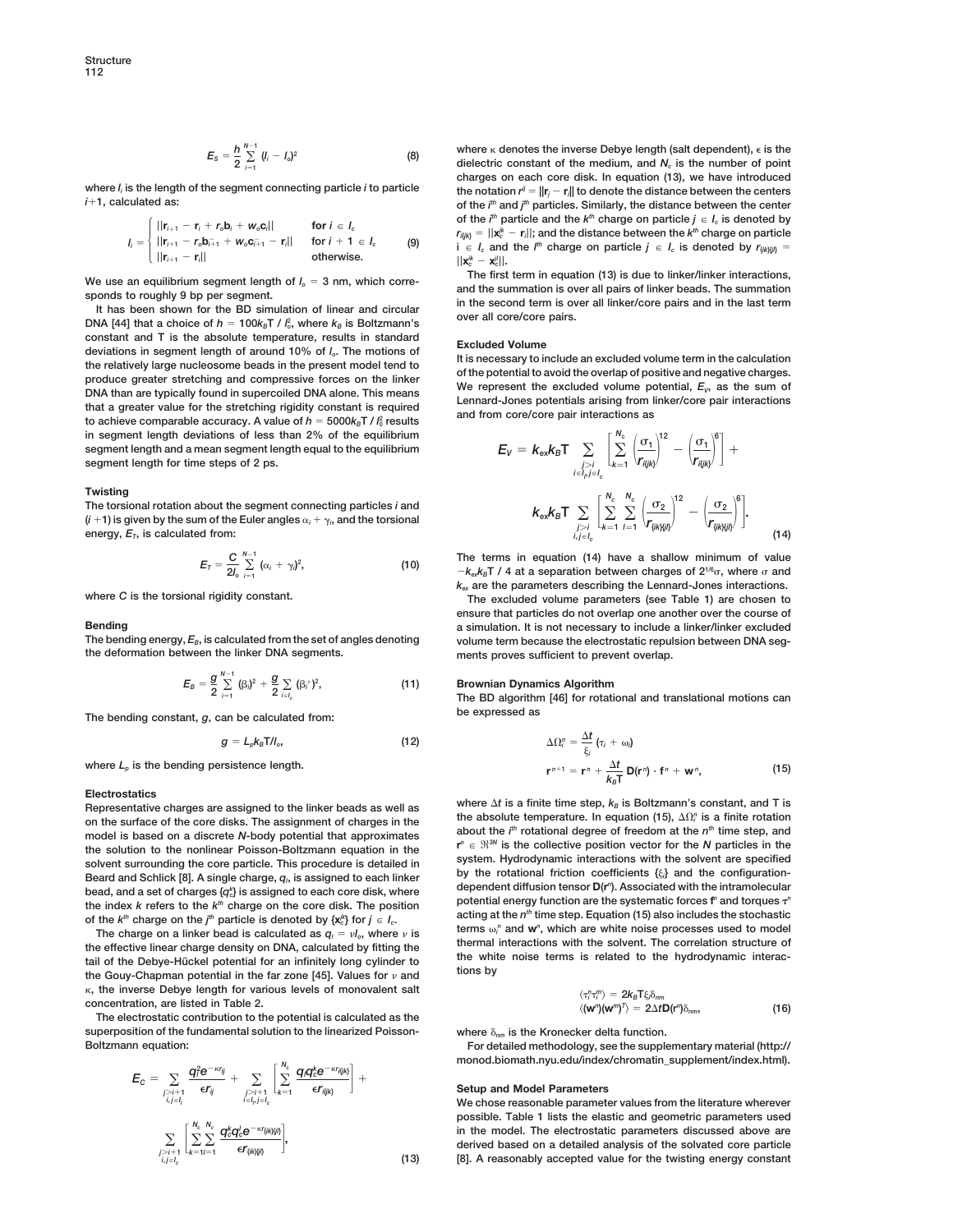$$E_S = \frac{h}{2}\sum_{i=1}^{N-1}(l_i - l_o)^2 \tag{8}$$

where $l_i$ is the length of the segment connecting particle $i$ to particle $i$+1, calculated as:

$$l_i = \begin{cases} \|\mathbf{r}_{i+1} - \mathbf{r}_i + r_o\mathbf{b}_i + w_o\mathbf{c}_i\| & \text{for } i \in I_c \\ \|\mathbf{r}_{i+1} - r_o\mathbf{b}_{i+1}^- + w_o\mathbf{c}_{i+1}^- - \mathbf{r}_i\| & \text{for } i+1 \in I_c \\ \|\mathbf{r}_{i+1} - \mathbf{r}_i\| & \text{otherwise.} \end{cases} \tag{9}$$

We use an equilibrium segment length of $l_o$ = 3 nm, which corresponds to roughly 9 bp per segment.

It has been shown for the BD simulation of linear and circular DNA [44] that a choice of $h = 100k_BT / l_o^2$, where $k_B$ is Boltzmann's constant and T is the absolute temperature, results in standard deviations in segment length of around 10% of $l_o$. The motions of the relatively large nucleosome beads in the present model tend to produce greater stretching and compressive forces on the linker DNA than are typically found in supercoiled DNA alone. This means that a greater value for the stretching rigidity constant is required to achieve comparable accuracy. A value of $h = 5000k_BT / l_o^2$ results in segment length deviations of less than 2% of the equilibrium segment length and a mean segment length equal to the equilibrium segment length for time steps of 2 ps.

### Twisting

The torsional rotation about the segment connecting particles $i$ and ($i$ +1) is given by the sum of the Euler angles $\alpha_i + \gamma_i$, and the torsional energy, $E_T$, is calculated from:

$$E_T = \frac{C}{2l_o}\sum_{i=1}^{N-1}(\alpha_i + \gamma_i)^2, \tag{10}$$

where $C$ is the torsional rigidity constant.

### Bending

The bending energy, $E_B$, is calculated from the set of angles denoting the deformation between the linker DNA segments.

$$E_B = \frac{g}{2}\sum_{i=1}^{N-1}(\beta_i)^2 + \frac{g}{2}\sum_{i \in I_c}(\beta_i^+)^2, \tag{11}$$

The bending constant, $g$, can be calculated from:

$$g = L_p k_B T / l_o, \tag{12}$$

where $L_p$ is the bending persistence length.

### Electrostatics

Representative charges are assigned to the linker beads as well as on the surface of the core disks. The assignment of charges in the model is based on a discrete $N$-body potential that approximates the solution to the nonlinear Poisson-Boltzmann equation in the solvent surrounding the core particle. This procedure is detailed in Beard and Schlick [8]. A single charge, $q_i$, is assigned to each linker bead, and a set of charges $\{q_c^k\}$ is assigned to each core disk, where the index $k$ refers to the $k^{th}$ charge on the core disk. The position of the $k^{th}$ charge on the $j^{th}$ particle is denoted by $\{\mathbf{x}_c^{jk}\}$ for $j \in I_c$.

The charge on a linker bead is calculated as $q_i = \nu l_o$, where $\nu$ is the effective linear charge density on DNA, calculated by fitting the tail of the Debye-Hückel potential for an infinitely long cylinder to the Gouy-Chapman potential in the far zone [45]. Values for $\nu$ and $\kappa$, the inverse Debye length for various levels of monovalent salt concentration, are listed in Table 2.

The electrostatic contribution to the potential is calculated as the superposition of the fundamental solution to the linearized Poisson-Boltzmann equation:

$$E_C = \sum_{\substack{j>i+1 \\ i,j \notin I_c}} \frac{q_i^2 e^{-\kappa r_{ij}}}{\epsilon r_{ij}} + \sum_{\substack{j>i+1 \\ i \notin I_c, j \in I_c}} \left[\sum_{k=1}^{N_c} \frac{q_i q_c^k e^{-\kappa r_{i\{jk\}}}}{\epsilon r_{i\{jk\}}}\right] + \sum_{\substack{j>i+1 \\ i,j \in I_c}} \left[\sum_{k=1}^{N_c}\sum_{l=1}^{N_c} \frac{q_c^k q_c^l e^{-\kappa r_{\{ik\}\{jl\}}}}{\epsilon r_{\{ik\}\{jl\}}}\right], \tag{13}$$

where $\kappa$ denotes the inverse Debye length (salt dependent), $\epsilon$ is the dielectric constant of the medium, and $N_c$ is the number of point charges on each core disk. In equation (13), we have introduced the notation $r^{ij} = \|\mathbf{r}_j - \mathbf{r}_i\|$ to denote the distance between the centers of the $i^{th}$ and $j^{th}$ particles. Similarly, the distance between the center of the $i^{th}$ particle and the $k^{th}$ charge on particle $j \in I_c$ is denoted by $r_{i\{jk\}} = \|\mathbf{x}_c^{jk} - \mathbf{r}_i\|$; and the distance between the $k^{th}$ charge on particle $i \in I_c$ and the $l^{th}$ charge on particle $j \in I_c$ is denoted by $r_{\{ik\}\{jl\}} = \|\mathbf{x}_c^{ik} - \mathbf{x}_c^{jl}\|$.

The first term in equation (13) is due to linker/linker interactions, and the summation is over all pairs of linker beads. The summation in the second term is over all linker/core pairs and in the last term over all core/core pairs.

### Excluded Volume

It is necessary to include an excluded volume term in the calculation of the potential to avoid the overlap of positive and negative charges. We represent the excluded volume potential, $E_V$, as the sum of Lennard-Jones potentials arising from linker/core pair interactions and from core/core pair interactions as

$$E_V = k_{ex}k_BT \sum_{\substack{j>i \\ i \notin I_c, j \in I_c}} \left[\sum_{k=1}^{N_c}\left(\frac{\sigma_1}{r_{i\{jk\}}}\right)^{12} - \left(\frac{\sigma_1}{r_{i\{jk\}}}\right)^6\right] + k_{ex}k_BT \sum_{\substack{j>i \\ i,j \in I_c}} \left[\sum_{k=1}^{N_c}\sum_{l=1}^{N_c}\left(\frac{\sigma_2}{r_{\{ik\}\{jl\}}}\right)^{12} - \left(\frac{\sigma_2}{r_{\{ik\}\{jl\}}}\right)^6\right]. \tag{14}$$

The terms in equation (14) have a shallow minimum of value $-k_{ex}k_BT$ / 4 at a separation between charges of $2^{1/6}\sigma$, where $\sigma$ and $k_{ex}$ are the parameters describing the Lennard-Jones interactions.

The excluded volume parameters (see Table 1) are chosen to ensure that particles do not overlap one another over the course of a simulation. It is not necessary to include a linker/linker excluded volume term because the electrostatic repulsion between DNA segments proves sufficient to prevent overlap.

### Brownian Dynamics Algorithm

The BD algorithm [46] for rotational and translational motions can be expressed as

$$\Delta\Omega_i^n = \frac{\Delta t}{\xi_i}(\tau_i + \omega_i)$$
$$\mathbf{r}^{n+1} = \mathbf{r}^n + \frac{\Delta t}{k_BT}\mathbf{D}(\mathbf{r}^n)\cdot\mathbf{f}^n + \mathbf{w}^n, \tag{15}$$

where $\Delta t$ is a finite time step, $k_B$ is Boltzmann's constant, and T is the absolute temperature. In equation (15), $\Delta\Omega_i^n$ is a finite rotation about the $i^{th}$ rotational degree of freedom at the $n^{th}$ time step, and $\mathbf{r}^n \in \Re^{3N}$ is the collective position vector for the $N$ particles in the system. Hydrodynamic interactions with the solvent are specified by the rotational friction coefficients $\{\xi_i\}$ and the configuration-dependent diffusion tensor $\mathbf{D}(\mathbf{r}^n)$. Associated with the intramolecular potential energy function are the systematic forces $\mathbf{f}^n$ and torques $\tau^n$ acting at the $n^{th}$ time step. Equation (15) also includes the stochastic terms $\omega_i^n$ and $\mathbf{w}^n$, which are white noise processes used to model thermal interactions with the solvent. The correlation structure of the white noise terms is related to the hydrodynamic interactions by

$$\langle\tau_i^n\tau_i^m\rangle = 2k_BT\xi_i\delta_{nm}$$
$$\langle(\mathbf{w}^n)(\mathbf{w}^m)^T\rangle = 2\Delta t\mathbf{D}(\mathbf{r}^n)\delta_{nm}, \tag{16}$$

where $\delta_{nm}$ is the Kronecker delta function.

For detailed methodology, see the supplementary material (http://monod.biomath.nyu.edu/index/chromatin_supplement/index.html).

### Setup and Model Parameters

We chose reasonable parameter values from the literature wherever possible. Table 1 lists the elastic and geometric parameters used in the model. The electrostatic parameters discussed above are derived based on a detailed analysis of the solvated core particle [8]. A reasonably accepted value for the twisting energy constant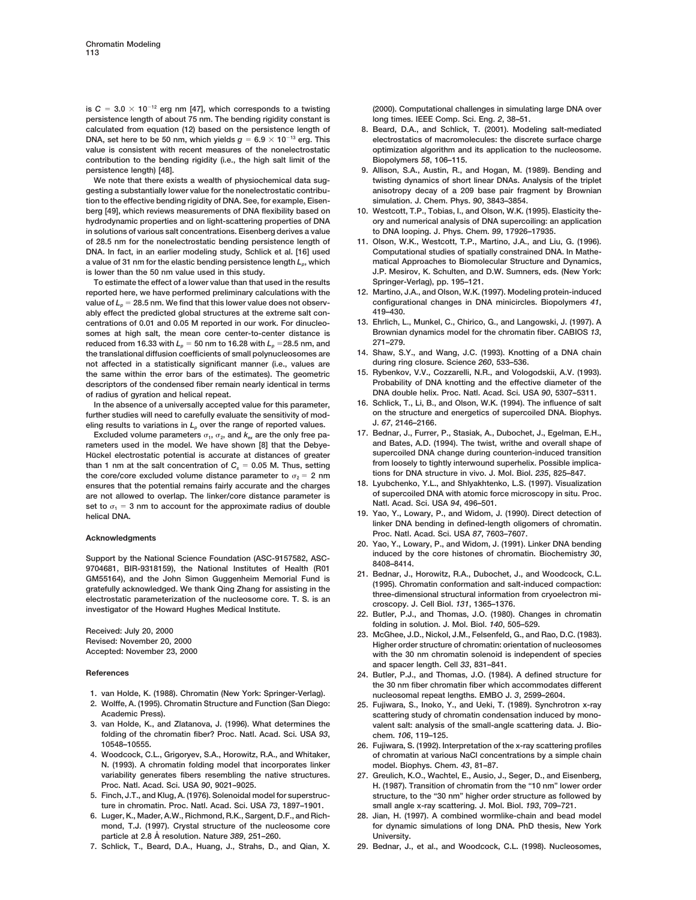is $C = 3.0 \times 10^{-12}$ erg nm [47], which corresponds to a twisting persistence length of about 75 nm. The bending rigidity constant is calculated from equation (12) based on the persistence length of DNA, set here to be 50 nm, which yields $g = 6.9 \times 10^{-13}$ erg. This value is consistent with recent measures of the nonelectrostatic contribution to the bending rigidity (i.e., the high salt limit of the persistence length) [48].

We note that there exists a wealth of physiochemical data suggesting a substantially lower value for the nonelectrostatic contribution to the effective bending rigidity of DNA. See, for example, Eisenberg [49], which reviews measurements of DNA flexibility based on hydrodynamic properties and on light-scattering properties of DNA in solutions of various salt concentrations. Eisenberg derives a value of 28.5 nm for the nonelectrostatic bending persistence length of DNA. In fact, in an earlier modeling study, Schlick et al. [16] used a value of 31 nm for the elastic bending persistence length $L_p$, which is lower than the 50 nm value used in this study.

To estimate the effect of a lower value than that used in the results reported here, we have performed preliminary calculations with the value of $L_p = 28.5$ nm. We find that this lower value does not observably effect the predicted global structures at the extreme salt concentrations of 0.01 and 0.05 M reported in our work. For dinucleosomes at high salt, the mean core center-to-center distance is reduced from 16.33 with $L_p = 50$ nm to 16.28 with $L_p = 28.5$ nm, and the translational diffusion coefficients of small polynucleosomes are not affected in a statistically significant manner (i.e., values are the same within the error bars of the estimates). The geometric descriptors of the condensed fiber remain nearly identical in terms of radius of gyration and helical repeat.

In the absence of a universally accepted value for this parameter, further studies will need to carefully evaluate the sensitivity of modeling results to variations in $L_p$ over the range of reported values.

Excluded volume parameters $\sigma_1$, $\sigma_2$, and $k_{ev}$ are the only free parameters used in the model. We have shown [8] that the Debye-Hückel electrostatic potential is accurate at distances of greater than 1 nm at the salt concentration of $C_s = 0.05$ M. Thus, setting the core/core excluded volume distance parameter to $\sigma_2 = 2$ nm ensures that the potential remains fairly accurate and the charges are not allowed to overlap. The linker/core distance parameter is set to $\sigma_1 = 3$ nm to account for the approximate radius of double helical DNA.

## Acknowledgments

Support by the National Science Foundation (ASC-9157582, ASC-9704681, BIR-9318159), the National Institutes of Health (R01 GM55164), and the John Simon Guggenheim Memorial Fund is gratefully acknowledged. We thank Qing Zhang for assisting in the electrostatic parameterization of the nucleosome core. T. S. is an investigator of the Howard Hughes Medical Institute.

Received: July 20, 2000
Revised: November 20, 2000
Accepted: November 23, 2000

## References

1. van Holde, K. (1988). Chromatin (New York: Springer-Verlag).
2. Wolffe, A. (1995). Chromatin Structure and Function (San Diego: Academic Press).
3. van Holde, K., and Zlatanova, J. (1996). What determines the folding of the chromatin fiber? Proc. Natl. Acad. Sci. USA *93*, 10548–10555.
4. Woodcock, C.L., Grigoryev, S.A., Horowitz, R.A., and Whitaker, N. (1993). A chromatin folding model that incorporates linker variability generates fibers resembling the native structures. Proc. Natl. Acad. Sci. USA *90*, 9021–9025.
5. Finch, J.T., and Klug, A. (1976). Solenoidal model for superstructure in chromatin. Proc. Natl. Acad. Sci. USA *73*, 1897–1901.
6. Luger, K., Mader, A.W., Richmond, R.K., Sargent, D.F., and Richmond, T.J. (1997). Crystal structure of the nucleosome core particle at 2.8 Å resolution. Nature *389*, 251–260.
7. Schlick, T., Beard, D.A., Huang, J., Strahs, D., and Qian, X. (2000). Computational challenges in simulating large DNA over long times. IEEE Comp. Sci. Eng. *2*, 38–51.
8. Beard, D.A., and Schlick, T. (2001). Modeling salt-mediated electrostatics of macromolecules: the discrete surface charge optimization algorithm and its application to the nucleosome. Biopolymers *58*, 106–115.
9. Allison, S.A., Austin, R., and Hogan, M. (1989). Bending and twisting dynamics of short linear DNAs. Analysis of the triplet anisotropy decay of a 209 base pair fragment by Brownian simulation. J. Chem. Phys. *90*, 3843–3854.
10. Westcott, T.P., Tobias, I., and Olson, W.K. (1995). Elasticity theory and numerical analysis of DNA supercoiling: an application to DNA looping. J. Phys. Chem. *99*, 17926–17935.
11. Olson, W.K., Westcott, T.P., Martino, J.A., and Liu, G. (1996). Computational studies of spatially constrained DNA. In Mathematical Approaches to Biomolecular Structure and Dynamics, J.P. Mesirov, K. Schulten, and D.W. Sumners, eds. (New York: Springer-Verlag), pp. 195–121.
12. Martino, J.A., and Olson, W.K. (1997). Modeling protein-induced configurational changes in DNA minicircles. Biopolymers *41*, 419–430.
13. Ehrlich, L., Munkel, C., Chirico, G., and Langowski, J. (1997). A Brownian dynamics model for the chromatin fiber. CABIOS *13*, 271–279.
14. Shaw, S.Y., and Wang, J.C. (1993). Knotting of a DNA chain during ring closure. Science *260*, 533–536.
15. Rybenkov, V.V., Cozzarelli, N.R., and Vologodskii, A.V. (1993). Probability of DNA knotting and the effective diameter of the DNA double helix. Proc. Natl. Acad. Sci. USA *90*, 5307–5311.
16. Schlick, T., Li, B., and Olson, W.K. (1994). The influence of salt on the structure and energetics of supercoiled DNA. Biophys. J. *67*, 2146–2166.
17. Bednar, J., Furrer, P., Stasiak, A., Dubochet, J., Egelman, E.H., and Bates, A.D. (1994). The twist, writhe and overall shape of supercoiled DNA change during counterion-induced transition from loosely to tightly interwound superhelix. Possible implications for DNA structure in vivo. J. Mol. Biol. *235*, 825–847.
18. Lyubchenko, Y.L., and Shlyakhtenko, L.S. (1997). Visualization of supercoiled DNA with atomic force microscopy in situ. Proc. Natl. Acad. Sci. USA *94*, 496–501.
19. Yao, Y., Lowary, P., and Widom, J. (1990). Direct detection of linker DNA bending in defined-length oligomers of chromatin. Proc. Natl. Acad. Sci. USA *87*, 7603–7607.
20. Yao, Y., Lowary, P., and Widom, J. (1991). Linker DNA bending induced by the core histones of chromatin. Biochemistry *30*, 8408–8414.
21. Bednar, J., Horowitz, R.A., Dubochet, J., and Woodcock, C.L. (1995). Chromatin conformation and salt-induced compaction: three-dimensional structural information from cryoelectron microscopy. J. Cell Biol. *131*, 1365–1376.
22. Butler, P.J., and Thomas, J.O. (1980). Changes in chromatin folding in solution. J. Mol. Biol. *140*, 505–529.
23. McGhee, J.D., Nickol, J.M., Felsenfeld, G., and Rao, D.C. (1983). Higher order structure of chromatin: orientation of nucleosomes with the 30 nm chromatin solenoid is independent of species and spacer length. Cell *33*, 831–841.
24. Butler, P.J., and Thomas, J.O. (1984). A defined structure for the 30 nm fiber chromatin fiber which accommodates different nucleosomal repeat lengths. EMBO J. *3*, 2599–2604.
25. Fujiwara, S., Inoko, Y., and Ueki, T. (1989). Synchrotron x-ray scattering study of chromatin condensation induced by monovalent salt: analysis of the small-angle scattering data. J. Biochem. *106*, 119–125.
26. Fujiwara, S. (1992). Interpretation of the x-ray scattering profiles of chromatin at various NaCl concentrations by a simple chain model. Biophys. Chem. *43*, 81–87.
27. Greulich, K.O., Wachtel, E., Ausio, J., Seger, D., and Eisenberg, H. (1987). Transition of chromatin from the "10 nm" lower order structure, to the "30 nm" higher order structure as followed by small angle x-ray scattering. J. Mol. Biol. *193*, 709–721.
28. Jian, H. (1997). A combined wormlike-chain and bead model for dynamic simulations of long DNA. PhD thesis, New York University.
29. Bednar, J., et al., and Woodcock, C.L. (1998). Nucleosomes,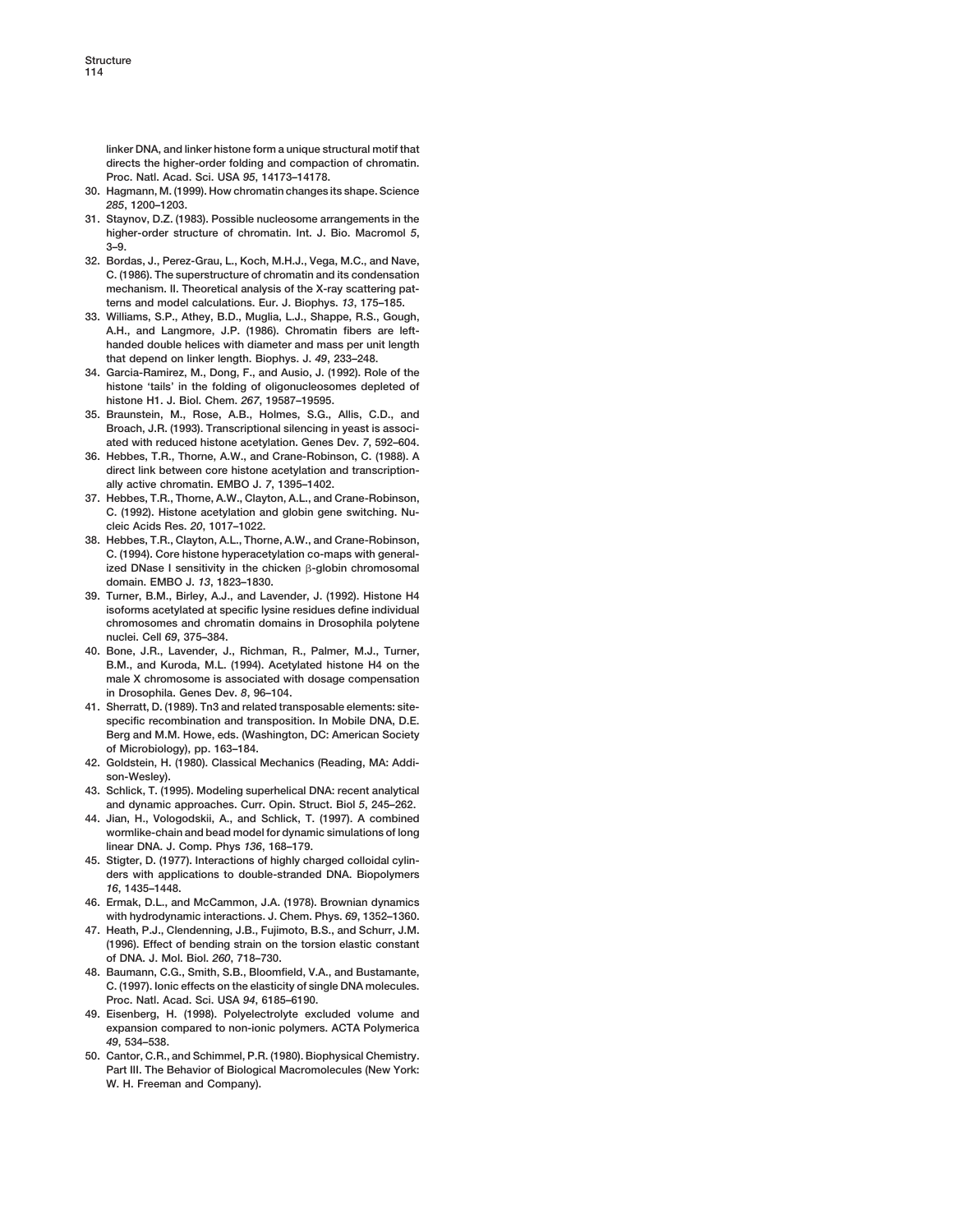linker DNA, and linker histone form a unique structural motif that directs the higher-order folding and compaction of chromatin. Proc. Natl. Acad. Sci. USA *95*, 14173–14178.

30. Hagmann, M. (1999). How chromatin changes its shape. Science *285*, 1200–1203.
31. Staynov, D.Z. (1983). Possible nucleosome arrangements in the higher-order structure of chromatin. Int. J. Bio. Macromol *5*, 3–9.
32. Bordas, J., Perez-Grau, L., Koch, M.H.J., Vega, M.C., and Nave, C. (1986). The superstructure of chromatin and its condensation mechanism. II. Theoretical analysis of the X-ray scattering patterns and model calculations. Eur. J. Biophys. *13*, 175–185.
33. Williams, S.P., Athey, B.D., Muglia, L.J., Shappe, R.S., Gough, A.H., and Langmore, J.P. (1986). Chromatin fibers are left-handed double helices with diameter and mass per unit length that depend on linker length. Biophys. J. *49*, 233–248.
34. Garcia-Ramirez, M., Dong, F., and Ausio, J. (1992). Role of the histone 'tails' in the folding of oligonucleosomes depleted of histone H1. J. Biol. Chem. *267*, 19587–19595.
35. Braunstein, M., Rose, A.B., Holmes, S.G., Allis, C.D., and Broach, J.R. (1993). Transcriptional silencing in yeast is associated with reduced histone acetylation. Genes Dev. *7*, 592–604.
36. Hebbes, T.R., Thorne, A.W., and Crane-Robinson, C. (1988). A direct link between core histone acetylation and transcriptionally active chromatin. EMBO J. *7*, 1395–1402.
37. Hebbes, T.R., Thorne, A.W., Clayton, A.L., and Crane-Robinson, C. (1992). Histone acetylation and globin gene switching. Nucleic Acids Res. *20*, 1017–1022.
38. Hebbes, T.R., Clayton, A.L., Thorne, A.W., and Crane-Robinson, C. (1994). Core histone hyperacetylation co-maps with generalized DNase I sensitivity in the chicken β-globin chromosomal domain. EMBO J. *13*, 1823–1830.
39. Turner, B.M., Birley, A.J., and Lavender, J. (1992). Histone H4 isoforms acetylated at specific lysine residues define individual chromosomes and chromatin domains in Drosophila polytene nuclei. Cell *69*, 375–384.
40. Bone, J.R., Lavender, J., Richman, R., Palmer, M.J., Turner, B.M., and Kuroda, M.L. (1994). Acetylated histone H4 on the male X chromosome is associated with dosage compensation in Drosophila. Genes Dev. *8*, 96–104.
41. Sherratt, D. (1989). Tn3 and related transposable elements: site-specific recombination and transposition. In Mobile DNA, D.E. Berg and M.M. Howe, eds. (Washington, DC: American Society of Microbiology), pp. 163–184.
42. Goldstein, H. (1980). Classical Mechanics (Reading, MA: Addison-Wesley).
43. Schlick, T. (1995). Modeling superhelical DNA: recent analytical and dynamic approaches. Curr. Opin. Struct. Biol *5*, 245–262.
44. Jian, H., Vologodskii, A., and Schlick, T. (1997). A combined wormlike-chain and bead model for dynamic simulations of long linear DNA. J. Comp. Phys *136*, 168–179.
45. Stigter, D. (1977). Interactions of highly charged colloidal cylinders with applications to double-stranded DNA. Biopolymers *16*, 1435–1448.
46. Ermak, D.L., and McCammon, J.A. (1978). Brownian dynamics with hydrodynamic interactions. J. Chem. Phys. *69*, 1352–1360.
47. Heath, P.J., Clendenning, J.B., Fujimoto, B.S., and Schurr, J.M. (1996). Effect of bending strain on the torsion elastic constant of DNA. J. Mol. Biol. *260*, 718–730.
48. Baumann, C.G., Smith, S.B., Bloomfield, V.A., and Bustamante, C. (1997). Ionic effects on the elasticity of single DNA molecules. Proc. Natl. Acad. Sci. USA *94*, 6185–6190.
49. Eisenberg, H. (1998). Polyelectrolyte excluded volume and expansion compared to non-ionic polymers. ACTA Polymerica *49*, 534–538.
50. Cantor, C.R., and Schimmel, P.R. (1980). Biophysical Chemistry. Part III. The Behavior of Biological Macromolecules (New York: W. H. Freeman and Company).